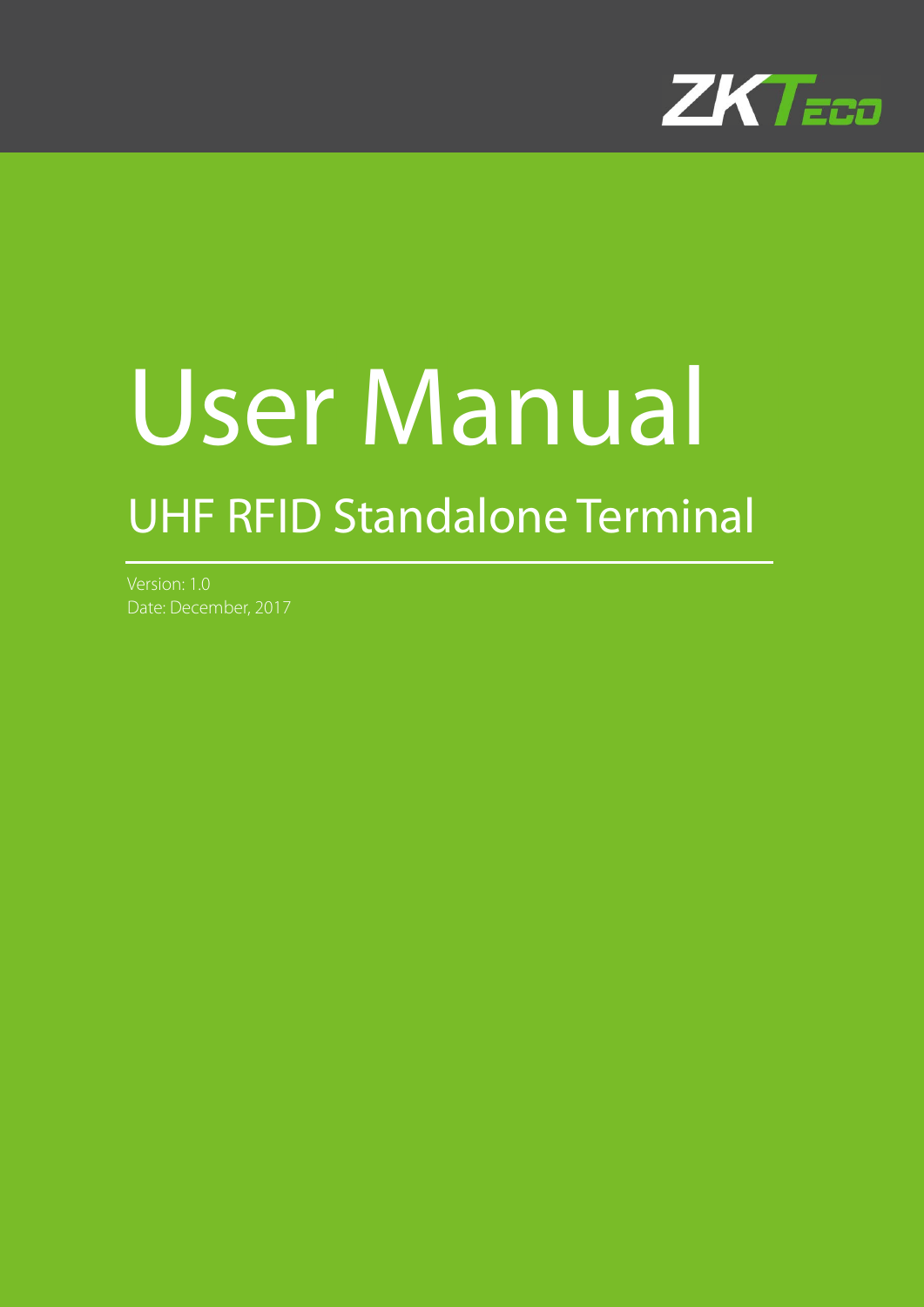ZKTeco

# User Manual

## UHF RFID Standalone Terminal

Version: 1.0

Date: December, 2017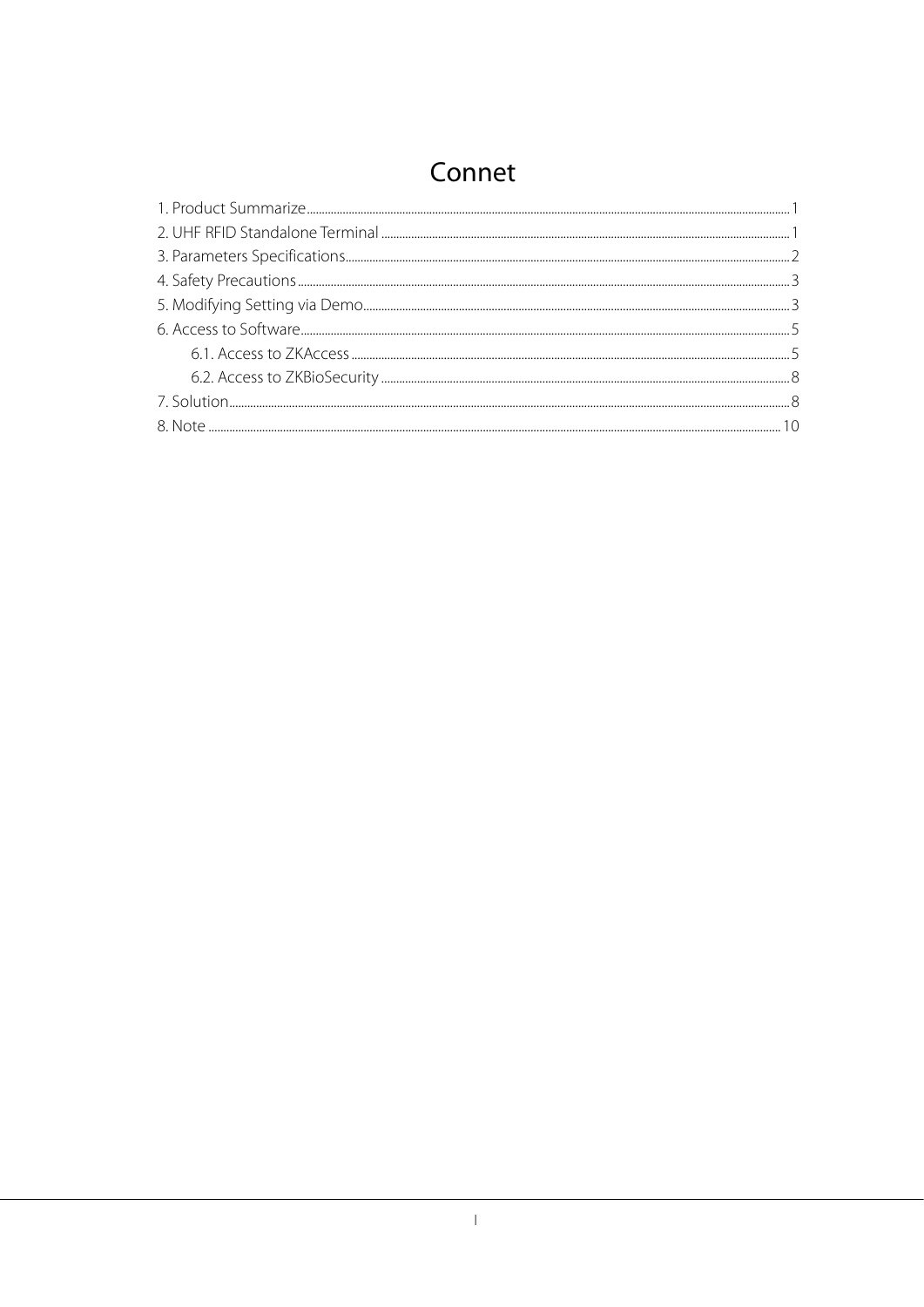# Connet

1. Product Summarize ........ 1
2. UHF RFID Standalone Terminal ........ 1
3. Parameters Specifications ........ 2
4. Safety Precautions ........ 3
5. Modifying Setting via Demo ........ 3
6. Access to Software ........ 5
    6.1. Access to ZKAccess ........ 5
    6.2. Access to ZKBioSecurity ........ 8
7. Solution ........ 8
8. Note ........ 10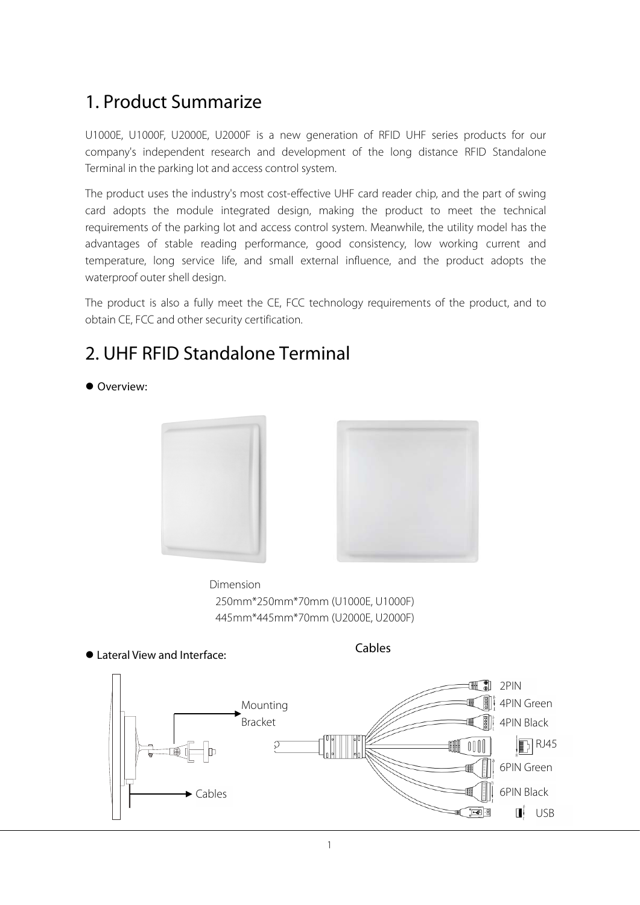# 1. Product Summarize

U1000E, U1000F, U2000E, U2000F is a new generation of RFID UHF series products for our company's independent research and development of the long distance RFID Standalone Terminal in the parking lot and access control system.

The product uses the industry's most cost-effective UHF card reader chip, and the part of swing card adopts the module integrated design, making the product to meet the technical requirements of the parking lot and access control system. Meanwhile, the utility model has the advantages of stable reading performance, good consistency, low working current and temperature, long service life, and small external influence, and the product adopts the waterproof outer shell design.

The product is also a fully meet the CE, FCC technology requirements of the product, and to obtain CE, FCC and other security certification.

# 2. UHF RFID Standalone Terminal

- Overview:

Dimension
250mm*250mm*70mm (U1000E, U1000F)
445mm*445mm*70mm (U2000E, U2000F)

- Lateral View and Interface:

Mounting Bracket

Cables

Cables

2PIN
4PIN Green
4PIN Black
RJ45
6PIN Green
6PIN Black
USB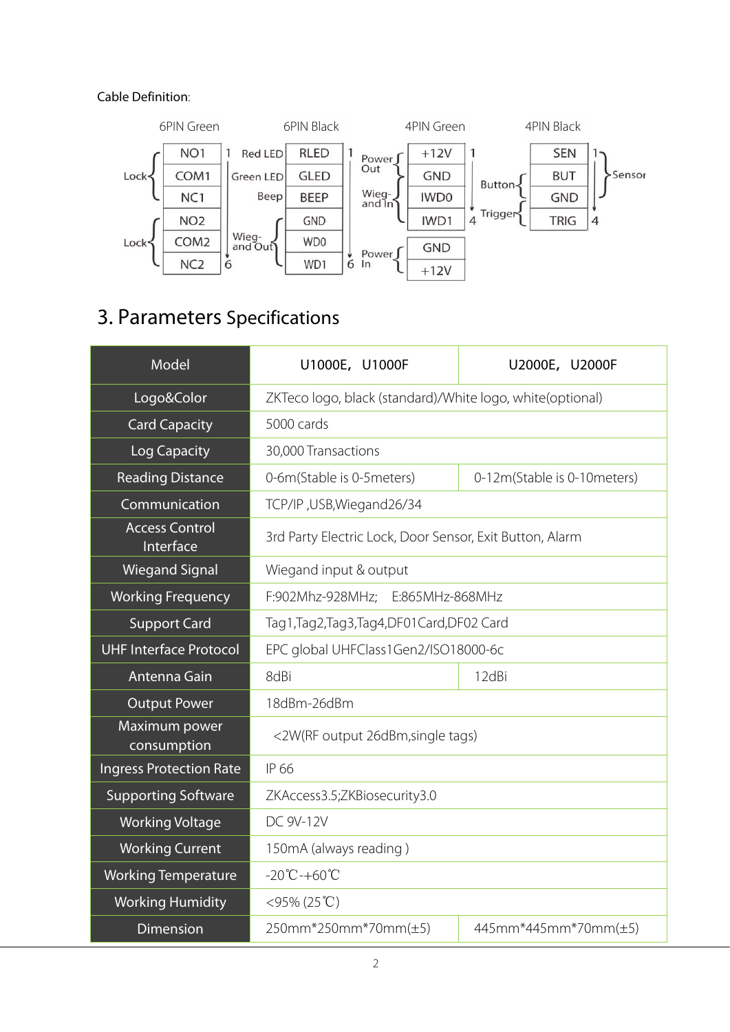Cable Definition:

**6PIN Green**

| Group | Pin |
|---|---|
| Lock | NO1 |
| Lock | COM1 |
| Lock | NC1 |
| Lock | NO2 |
| Lock | COM2 |
| Lock | NC2 |

**6PIN Black**

| Function | Pin |
|---|---|
| Red LED | RLED |
| Green LED | GLED |
| Beep | BEEP |
| Wieg- and Out | GND |
| Wieg- and Out | WD0 |
| Wieg- and Out | WD1 |

**4PIN Green**

| Function | Pin |
|---|---|
| Power Out | +12V |
| Power Out | GND |
| Wieg- and In | IWD0 |
| Wieg- and In | IWD1 |
| Power In | GND |
| Power In | +12V |

**4PIN Black**

| Function | Pin |
|---|---|
| Sensor | SEN |
| Button / Sensor | BUT |
| Button / Sensor | GND |
| Trigger | TRIG |

## 3. Parameters Specifications

| Model | U1000E, U1000F | U2000E, U2000F |
|---|---|---|
| Logo&Color | ZKTeco logo, black (standard)/White logo, white(optional) | |
| Card Capacity | 5000 cards | |
| Log Capacity | 30,000 Transactions | |
| Reading Distance | 0-6m(Stable is 0-5meters) | 0-12m(Stable is 0-10meters) |
| Communication | TCP/IP ,USB,Wiegand26/34 | |
| Access Control Interface | 3rd Party Electric Lock, Door Sensor, Exit Button, Alarm | |
| Wiegand Signal | Wiegand input & output | |
| Working Frequency | F:902Mhz-928MHz;   E:865MHz-868MHz | |
| Support Card | Tag1,Tag2,Tag3,Tag4,DF01Card,DF02 Card | |
| UHF Interface Protocol | EPC global UHFClass1Gen2/ISO18000-6c | |
| Antenna Gain | 8dBi | 12dBi |
| Output Power | 18dBm-26dBm | |
| Maximum power consumption | <2W(RF output 26dBm,single tags) | |
| Ingress Protection Rate | IP 66 | |
| Supporting Software | ZKAccess3.5;ZKBiosecurity3.0 | |
| Working Voltage | DC 9V-12V | |
| Working Current | 150mA (always reading ) | |
| Working Temperature | -20℃-+60℃ | |
| Working Humidity | <95% (25℃) | |
| Dimension | 250mm*250mm*70mm(±5) | 445mm*445mm*70mm(±5) |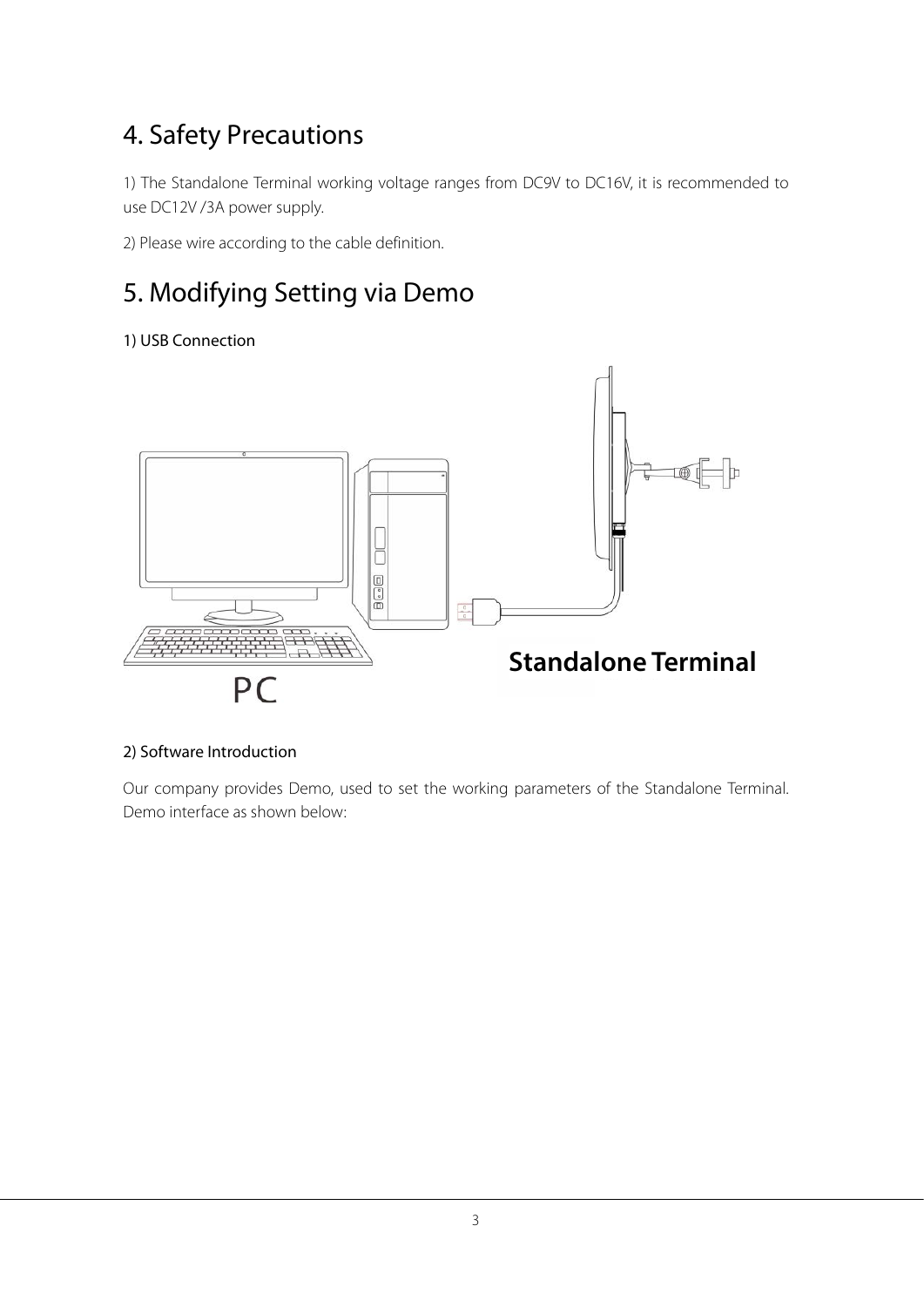## 4. Safety Precautions

1) The Standalone Terminal working voltage ranges from DC9V to DC16V, it is recommended to use DC12V /3A power supply.

2) Please wire according to the cable definition.

## 5. Modifying Setting via Demo

1) USB Connection

2) Software Introduction

Our company provides Demo, used to set the working parameters of the Standalone Terminal. Demo interface as shown below: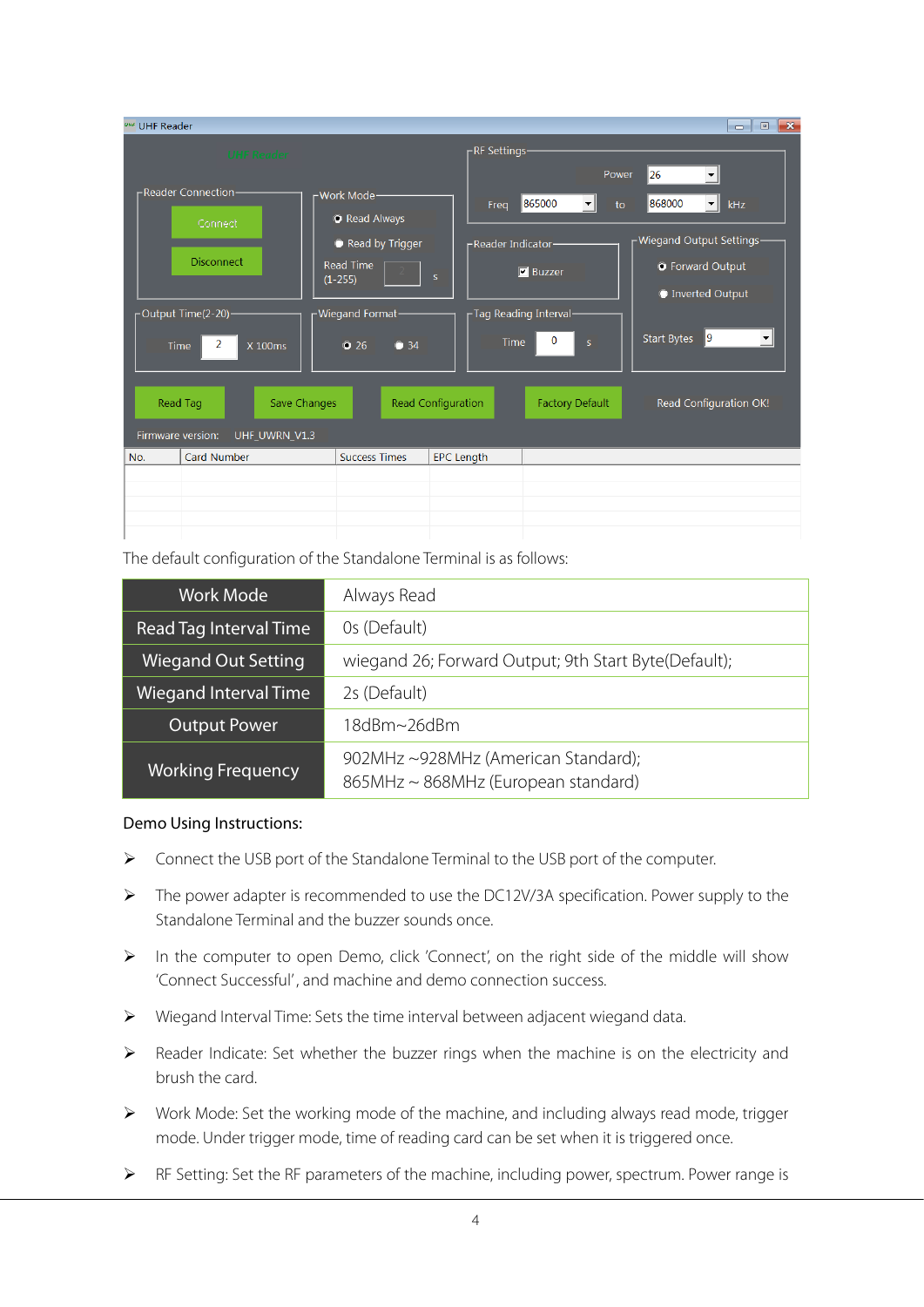The default configuration of the Standalone Terminal is as follows:

| Work Mode | Always Read |
|---|---|
| Read Tag Interval Time | 0s (Default) |
| Wiegand Out Setting | wiegand 26; Forward Output; 9th Start Byte(Default); |
| Wiegand Interval Time | 2s (Default) |
| Output Power | 18dBm~26dBm |
| Working Frequency | 902MHz ~928MHz (American Standard);<br>865MHz ~ 868MHz (European standard) |

**Demo Using Instructions:**

- Connect the USB port of the Standalone Terminal to the USB port of the computer.
- The power adapter is recommended to use the DC12V/3A specification. Power supply to the Standalone Terminal and the buzzer sounds once.
- In the computer to open Demo, click 'Connect', on the right side of the middle will show 'Connect Successful', and machine and demo connection success.
- Wiegand Interval Time: Sets the time interval between adjacent wiegand data.
- Reader Indicate: Set whether the buzzer rings when the machine is on the electricity and brush the card.
- Work Mode: Set the working mode of the machine, and including always read mode, trigger mode. Under trigger mode, time of reading card can be set when it is triggered once.
- RF Setting: Set the RF parameters of the machine, including power, spectrum. Power range is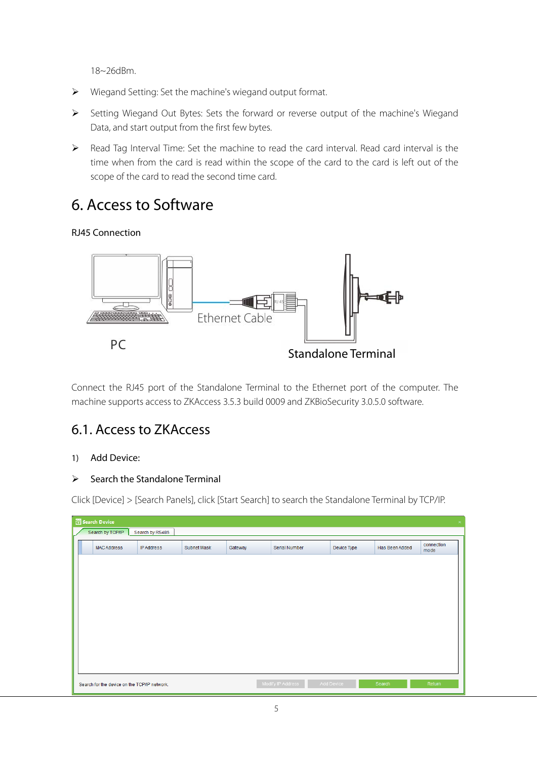18~26dBm.

- Wiegand Setting: Set the machine's wiegand output format.
- Setting Wiegand Out Bytes: Sets the forward or reverse output of the machine's Wiegand Data, and start output from the first few bytes.
- Read Tag Interval Time: Set the machine to read the card interval. Read card interval is the time when from the card is read within the scope of the card to the card is left out of the scope of the card to read the second time card.

# 6. Access to Software

RJ45 Connection

Connect the RJ45 port of the Standalone Terminal to the Ethernet port of the computer. The machine supports access to ZKAccess 3.5.3 build 0009 and ZKBioSecurity 3.0.5.0 software.

## 6.1. Access to ZKAccess

1) Add Device:

- Search the Standalone Terminal

Click [Device] > [Search Panels], click [Start Search] to search the Standalone Terminal by TCP/IP.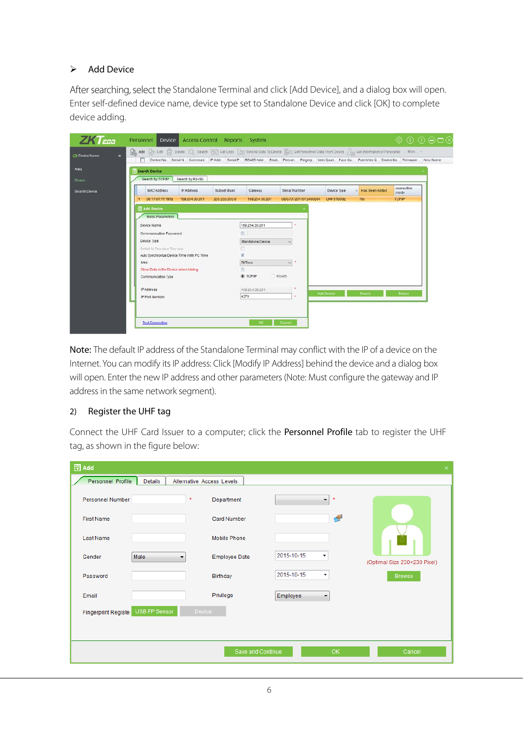- **Add Device**

After searching, select the Standalone Terminal and click [Add Device], and a dialog box will open. Enter self-defined device name, device type set to Standalone Device and click [OK] to complete device adding.

**Note:** The default IP address of the Standalone Terminal may conflict with the IP of a device on the Internet. You can modify its IP address: Click [Modify IP Address] behind the device and a dialog box will open. Enter the new IP address and other parameters (Note: Must configure the gateway and IP address in the same network segment).

2) **Register the UHF tag**

Connect the UHF Card Issuer to a computer; click the **Personnel Profile** tab to register the UHF tag, as shown in the figure below: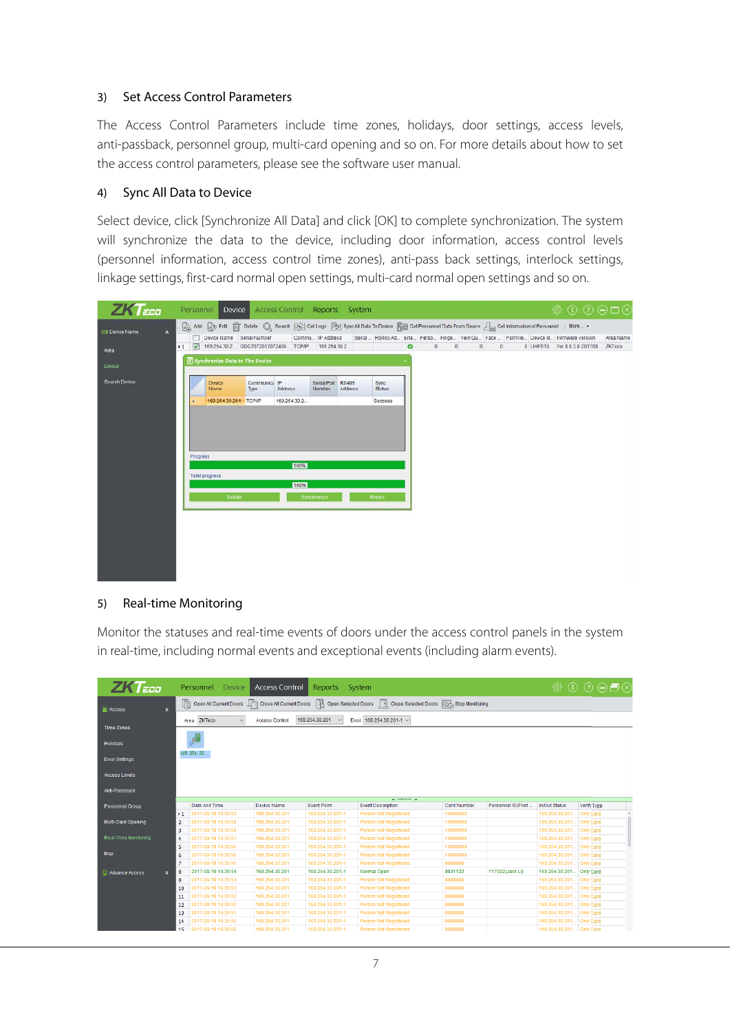3) Set Access Control Parameters

The Access Control Parameters include time zones, holidays, door settings, access levels, anti-passback, personnel group, multi-card opening and so on. For more details about how to set the access control parameters, please see the software user manual.

4) Sync All Data to Device

Select device, click [Synchronize All Data] and click [OK] to complete synchronization. The system will synchronize the data to the device, including door information, access control levels (personnel information, access control time zones), anti-pass back settings, interlock settings, linkage settings, first-card normal open settings, multi-card normal open settings and so on.

5) Real-time Monitoring

Monitor the statuses and real-time events of doors under the access control panels in the system in real-time, including normal events and exceptional events (including alarm events).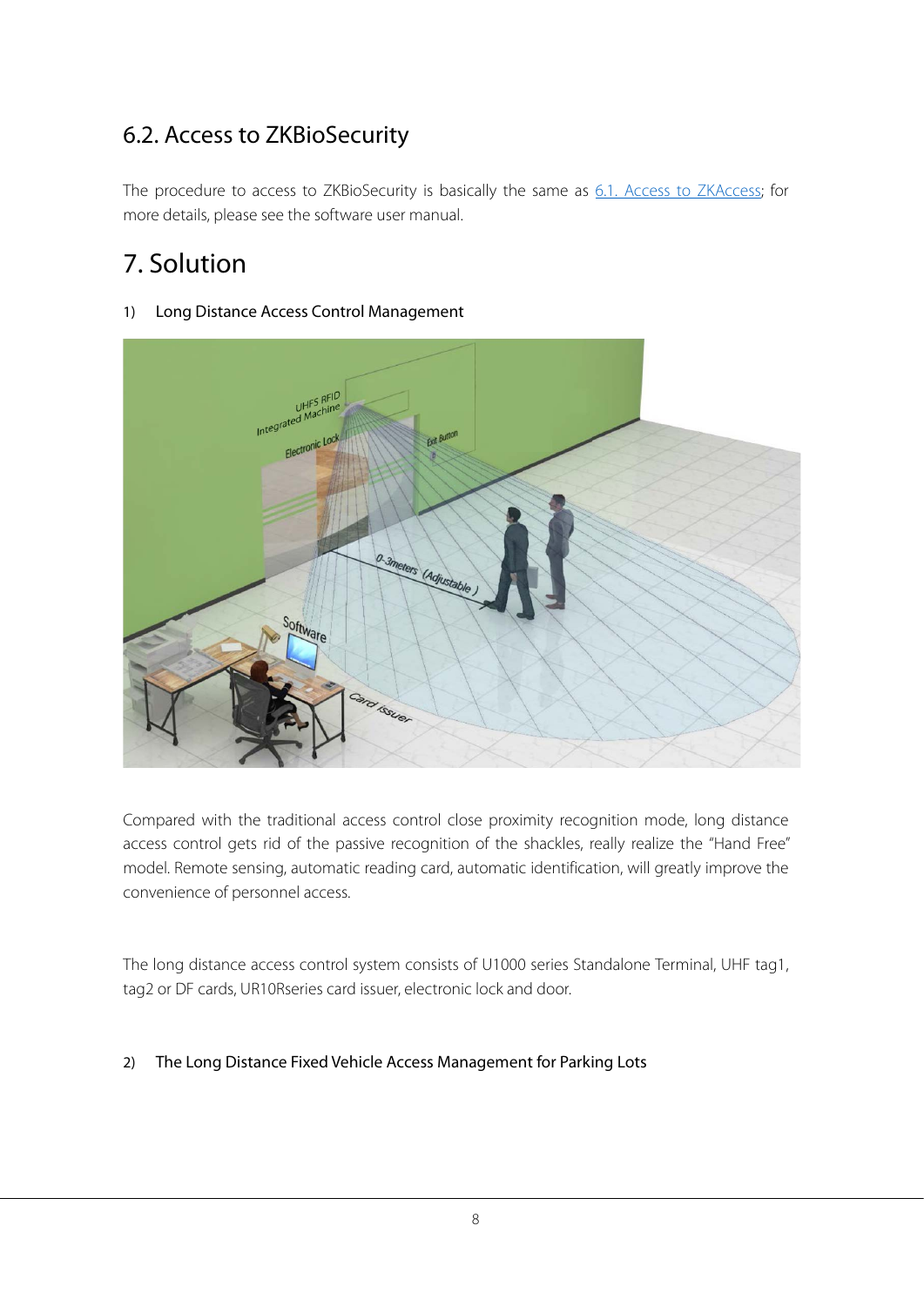## 6.2. Access to ZKBioSecurity

The procedure to access to ZKBioSecurity is basically the same as 6.1. Access to ZKAccess; for more details, please see the software user manual.

# 7. Solution

1) Long Distance Access Control Management

Compared with the traditional access control close proximity recognition mode, long distance access control gets rid of the passive recognition of the shackles, really realize the "Hand Free" model. Remote sensing, automatic reading card, automatic identification, will greatly improve the convenience of personnel access.

The long distance access control system consists of U1000 series Standalone Terminal, UHF tag1, tag2 or DF cards, UR10Rseries card issuer, electronic lock and door.

2) The Long Distance Fixed Vehicle Access Management for Parking Lots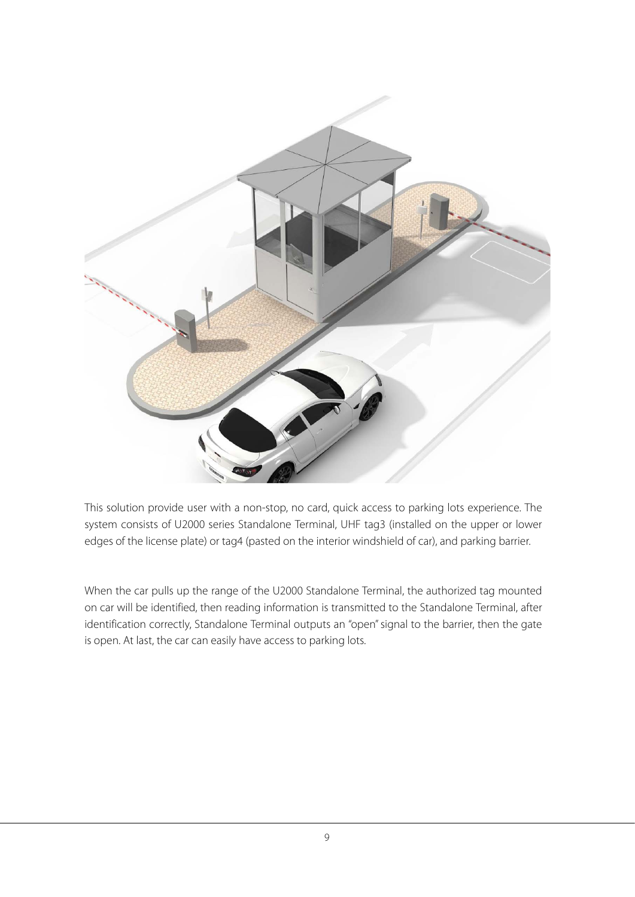This solution provide user with a non-stop, no card, quick access to parking lots experience. The system consists of U2000 series Standalone Terminal, UHF tag3 (installed on the upper or lower edges of the license plate) or tag4 (pasted on the interior windshield of car), and parking barrier.

When the car pulls up the range of the U2000 Standalone Terminal, the authorized tag mounted on car will be identified, then reading information is transmitted to the Standalone Terminal, after identification correctly, Standalone Terminal outputs an "open" signal to the barrier, then the gate is open. At last, the car can easily have access to parking lots.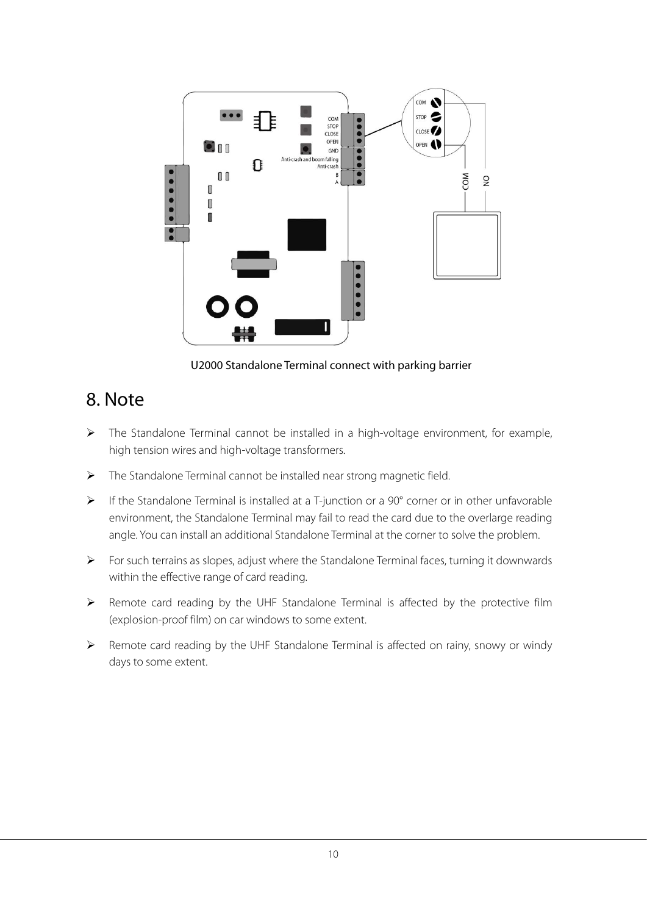U2000 Standalone Terminal connect with parking barrier

## 8. Note

- The Standalone Terminal cannot be installed in a high-voltage environment, for example, high tension wires and high-voltage transformers.
- The Standalone Terminal cannot be installed near strong magnetic field.
- If the Standalone Terminal is installed at a T-junction or a 90° corner or in other unfavorable environment, the Standalone Terminal may fail to read the card due to the overlarge reading angle. You can install an additional Standalone Terminal at the corner to solve the problem.
- For such terrains as slopes, adjust where the Standalone Terminal faces, turning it downwards within the effective range of card reading.
- Remote card reading by the UHF Standalone Terminal is affected by the protective film (explosion-proof film) on car windows to some extent.
- Remote card reading by the UHF Standalone Terminal is affected on rainy, snowy or windy days to some extent.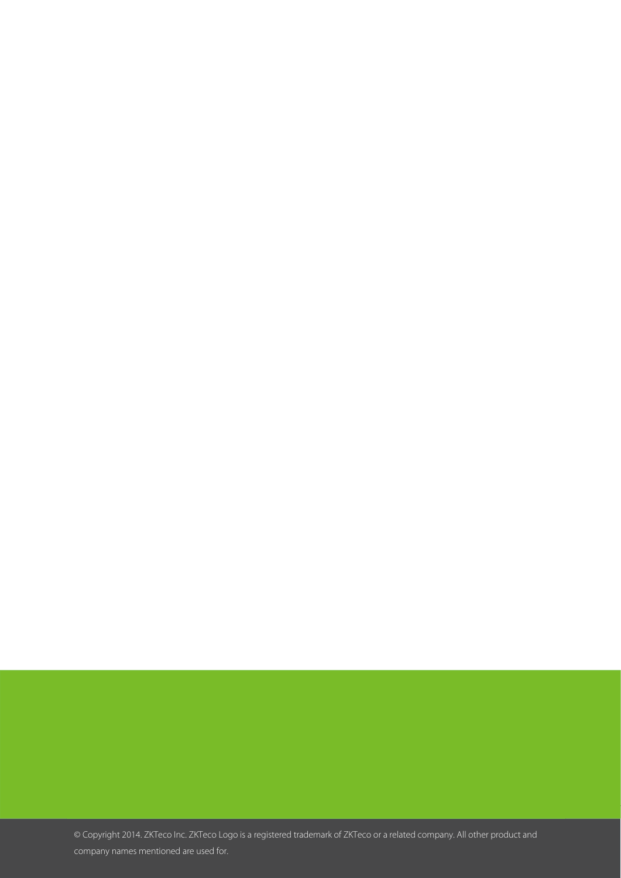© Copyright 2014. ZKTeco Inc. ZKTeco Logo is a registered trademark of ZKTeco or a related company. All other product and company names mentioned are used for.